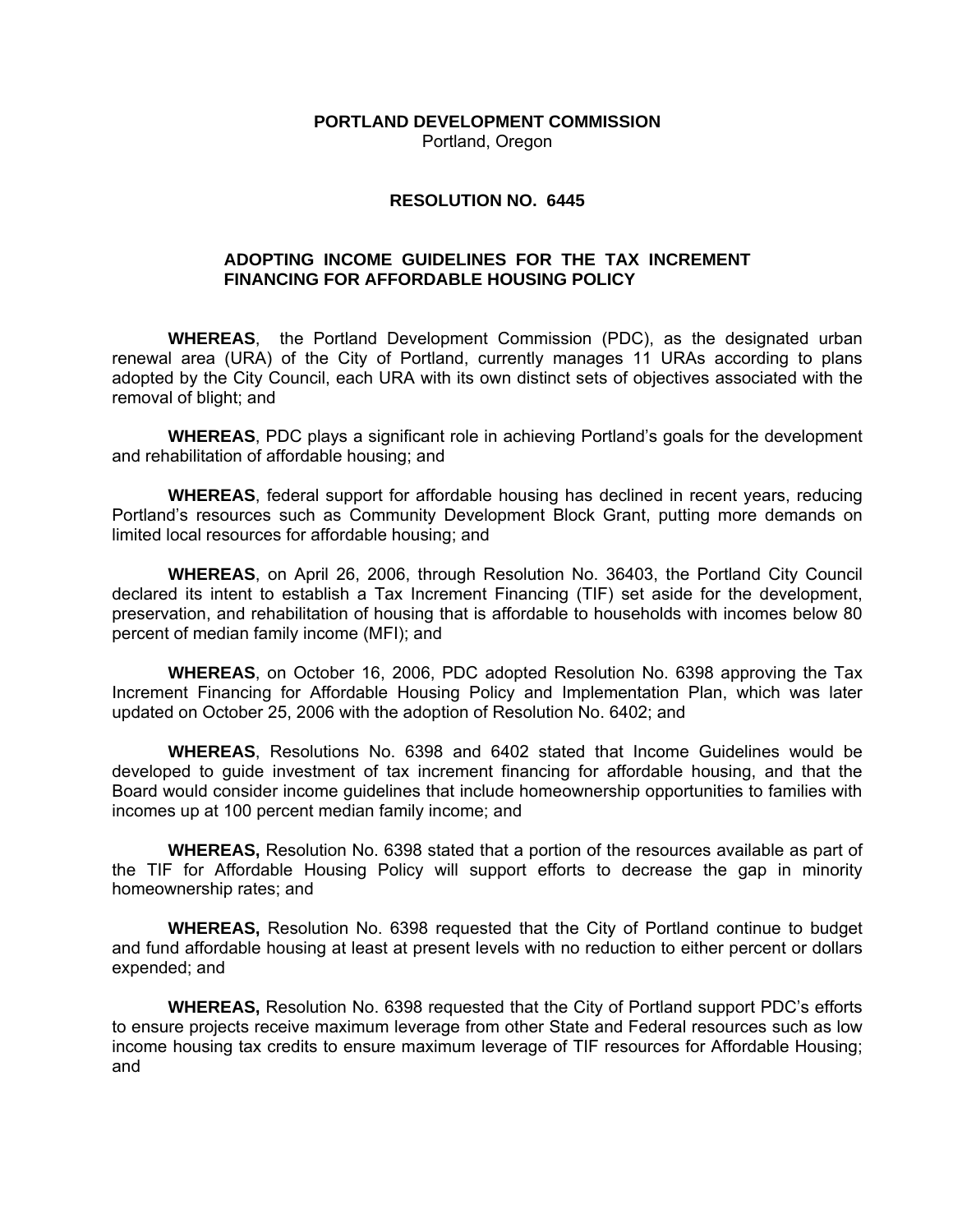**PORTLAND DEVELOPMENT COMMISSION**
Portland, Oregon

**RESOLUTION NO. 6445**

**ADOPTING INCOME GUIDELINES FOR THE TAX INCREMENT FINANCING FOR AFFORDABLE HOUSING POLICY**

**WHEREAS**, the Portland Development Commission (PDC), as the designated urban renewal area (URA) of the City of Portland, currently manages 11 URAs according to plans adopted by the City Council, each URA with its own distinct sets of objectives associated with the removal of blight; and

**WHEREAS**, PDC plays a significant role in achieving Portland's goals for the development and rehabilitation of affordable housing; and

**WHEREAS**, federal support for affordable housing has declined in recent years, reducing Portland's resources such as Community Development Block Grant, putting more demands on limited local resources for affordable housing; and

**WHEREAS**, on April 26, 2006, through Resolution No. 36403, the Portland City Council declared its intent to establish a Tax Increment Financing (TIF) set aside for the development, preservation, and rehabilitation of housing that is affordable to households with incomes below 80 percent of median family income (MFI); and

**WHEREAS**, on October 16, 2006, PDC adopted Resolution No. 6398 approving the Tax Increment Financing for Affordable Housing Policy and Implementation Plan, which was later updated on October 25, 2006 with the adoption of Resolution No. 6402; and

**WHEREAS**, Resolutions No. 6398 and 6402 stated that Income Guidelines would be developed to guide investment of tax increment financing for affordable housing, and that the Board would consider income guidelines that include homeownership opportunities to families with incomes up at 100 percent median family income; and

**WHEREAS,** Resolution No. 6398 stated that a portion of the resources available as part of the TIF for Affordable Housing Policy will support efforts to decrease the gap in minority homeownership rates; and

**WHEREAS,** Resolution No. 6398 requested that the City of Portland continue to budget and fund affordable housing at least at present levels with no reduction to either percent or dollars expended; and

**WHEREAS,** Resolution No. 6398 requested that the City of Portland support PDC's efforts to ensure projects receive maximum leverage from other State and Federal resources such as low income housing tax credits to ensure maximum leverage of TIF resources for Affordable Housing; and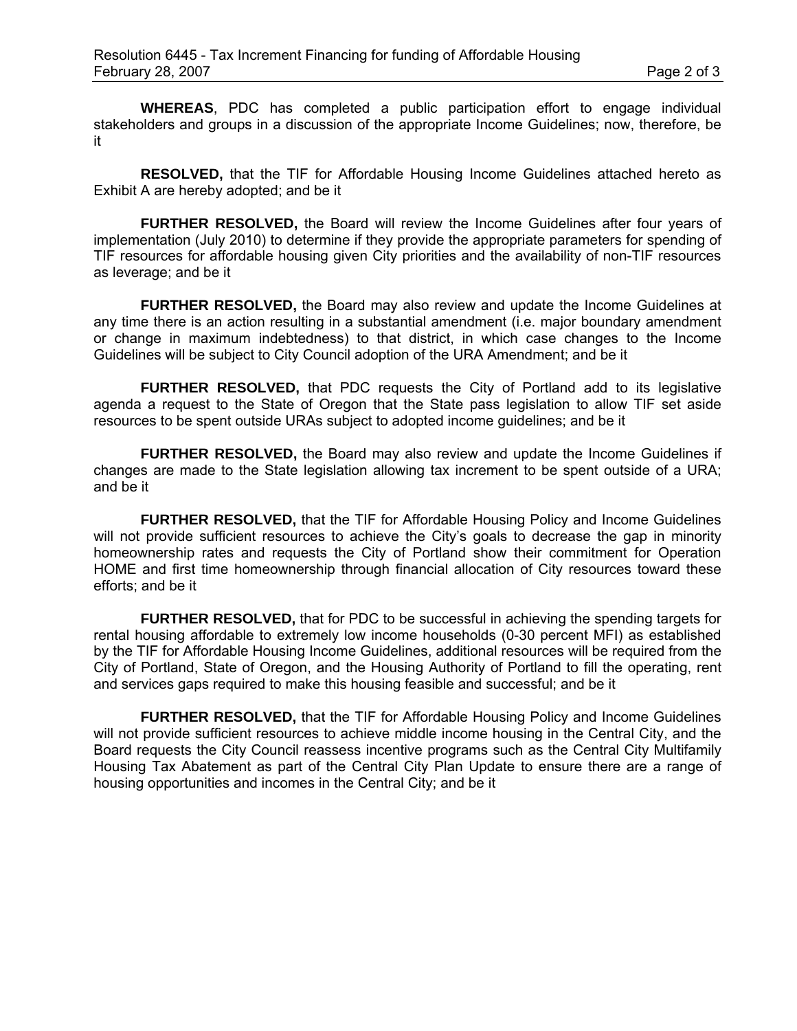**WHEREAS**, PDC has completed a public participation effort to engage individual stakeholders and groups in a discussion of the appropriate Income Guidelines; now, therefore, be it

**RESOLVED,** that the TIF for Affordable Housing Income Guidelines attached hereto as Exhibit A are hereby adopted; and be it

**FURTHER RESOLVED,** the Board will review the Income Guidelines after four years of implementation (July 2010) to determine if they provide the appropriate parameters for spending of TIF resources for affordable housing given City priorities and the availability of non-TIF resources as leverage; and be it

**FURTHER RESOLVED,** the Board may also review and update the Income Guidelines at any time there is an action resulting in a substantial amendment (i.e. major boundary amendment or change in maximum indebtedness) to that district, in which case changes to the Income Guidelines will be subject to City Council adoption of the URA Amendment; and be it

**FURTHER RESOLVED,** that PDC requests the City of Portland add to its legislative agenda a request to the State of Oregon that the State pass legislation to allow TIF set aside resources to be spent outside URAs subject to adopted income guidelines; and be it

**FURTHER RESOLVED,** the Board may also review and update the Income Guidelines if changes are made to the State legislation allowing tax increment to be spent outside of a URA; and be it

**FURTHER RESOLVED,** that the TIF for Affordable Housing Policy and Income Guidelines will not provide sufficient resources to achieve the City's goals to decrease the gap in minority homeownership rates and requests the City of Portland show their commitment for Operation HOME and first time homeownership through financial allocation of City resources toward these efforts; and be it

**FURTHER RESOLVED,** that for PDC to be successful in achieving the spending targets for rental housing affordable to extremely low income households (0-30 percent MFI) as established by the TIF for Affordable Housing Income Guidelines, additional resources will be required from the City of Portland, State of Oregon, and the Housing Authority of Portland to fill the operating, rent and services gaps required to make this housing feasible and successful; and be it

**FURTHER RESOLVED,** that the TIF for Affordable Housing Policy and Income Guidelines will not provide sufficient resources to achieve middle income housing in the Central City, and the Board requests the City Council reassess incentive programs such as the Central City Multifamily Housing Tax Abatement as part of the Central City Plan Update to ensure there are a range of housing opportunities and incomes in the Central City; and be it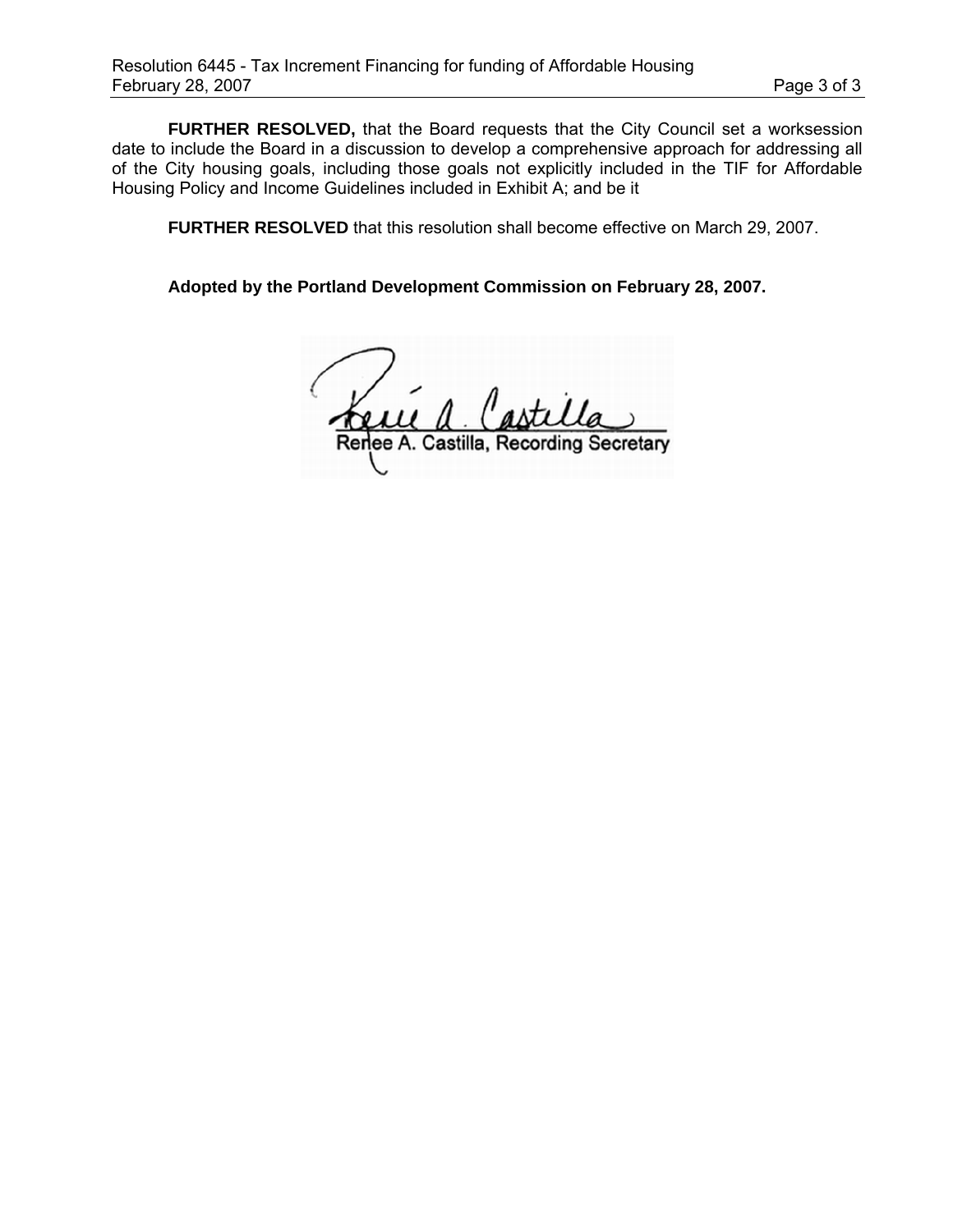**FURTHER RESOLVED,** that the Board requests that the City Council set a worksession date to include the Board in a discussion to develop a comprehensive approach for addressing all of the City housing goals, including those goals not explicitly included in the TIF for Affordable Housing Policy and Income Guidelines included in Exhibit A; and be it

**FURTHER RESOLVED** that this resolution shall become effective on March 29, 2007.

**Adopted by the Portland Development Commission on February 28, 2007.**

Renee A. Castilla, Recording Secretary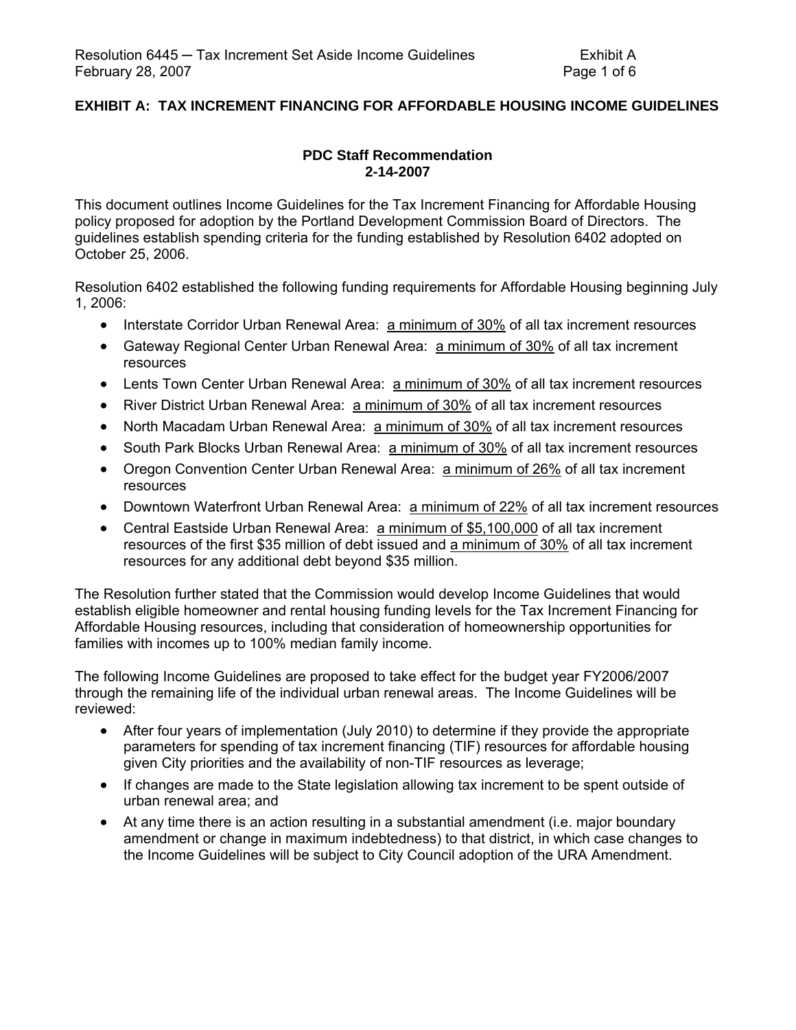**EXHIBIT A: TAX INCREMENT FINANCING FOR AFFORDABLE HOUSING INCOME GUIDELINES**

**PDC Staff Recommendation**
**2-14-2007**

This document outlines Income Guidelines for the Tax Increment Financing for Affordable Housing policy proposed for adoption by the Portland Development Commission Board of Directors. The guidelines establish spending criteria for the funding established by Resolution 6402 adopted on October 25, 2006.

Resolution 6402 established the following funding requirements for Affordable Housing beginning July 1, 2006:

- Interstate Corridor Urban Renewal Area: a minimum of 30% of all tax increment resources
- Gateway Regional Center Urban Renewal Area: a minimum of 30% of all tax increment resources
- Lents Town Center Urban Renewal Area: a minimum of 30% of all tax increment resources
- River District Urban Renewal Area: a minimum of 30% of all tax increment resources
- North Macadam Urban Renewal Area: a minimum of 30% of all tax increment resources
- South Park Blocks Urban Renewal Area: a minimum of 30% of all tax increment resources
- Oregon Convention Center Urban Renewal Area: a minimum of 26% of all tax increment resources
- Downtown Waterfront Urban Renewal Area: a minimum of 22% of all tax increment resources
- Central Eastside Urban Renewal Area: a minimum of $5,100,000 of all tax increment resources of the first $35 million of debt issued and a minimum of 30% of all tax increment resources for any additional debt beyond $35 million.

The Resolution further stated that the Commission would develop Income Guidelines that would establish eligible homeowner and rental housing funding levels for the Tax Increment Financing for Affordable Housing resources, including that consideration of homeownership opportunities for families with incomes up to 100% median family income.

The following Income Guidelines are proposed to take effect for the budget year FY2006/2007 through the remaining life of the individual urban renewal areas. The Income Guidelines will be reviewed:

- After four years of implementation (July 2010) to determine if they provide the appropriate parameters for spending of tax increment financing (TIF) resources for affordable housing given City priorities and the availability of non-TIF resources as leverage;
- If changes are made to the State legislation allowing tax increment to be spent outside of urban renewal area; and
- At any time there is an action resulting in a substantial amendment (i.e. major boundary amendment or change in maximum indebtedness) to that district, in which case changes to the Income Guidelines will be subject to City Council adoption of the URA Amendment.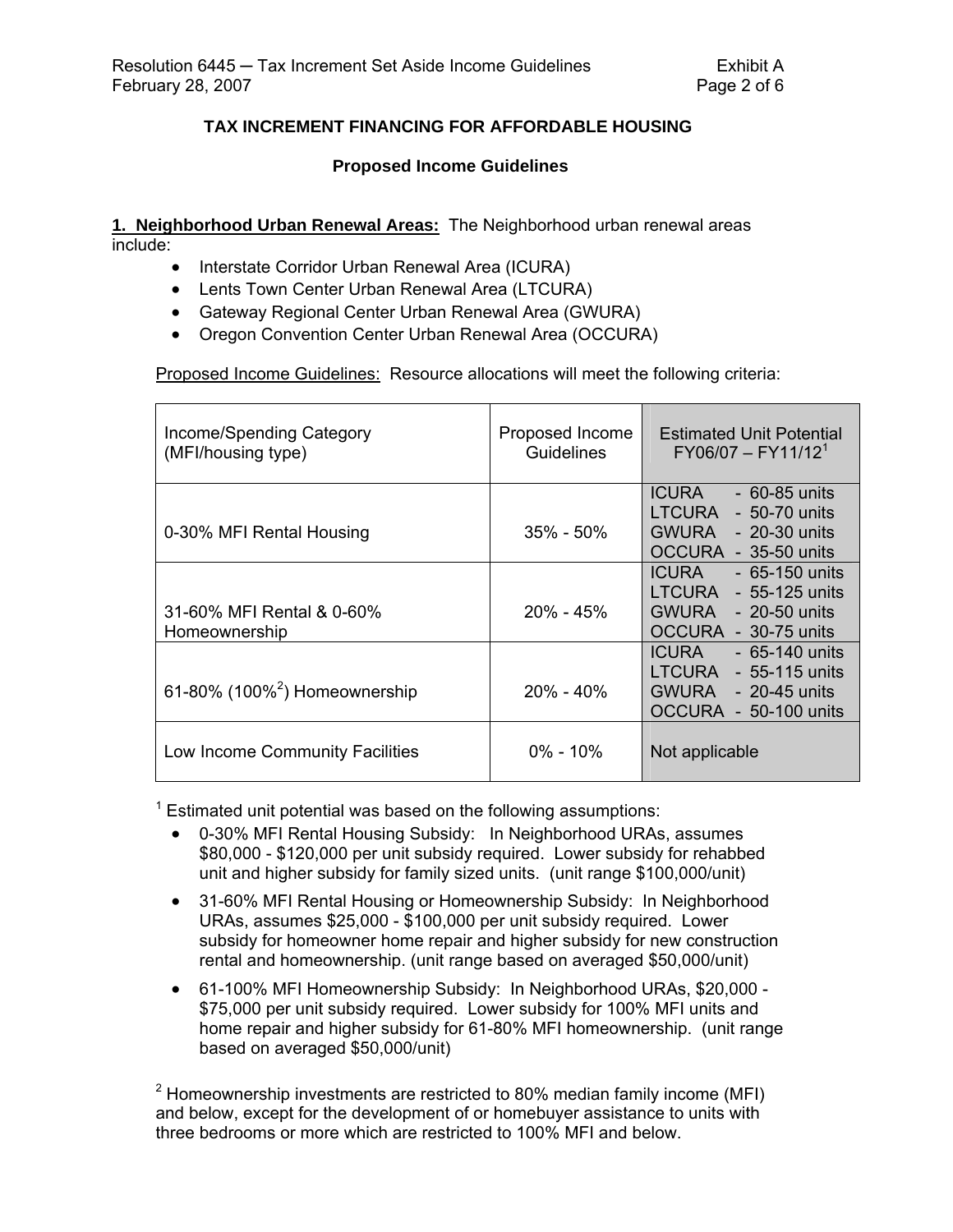## TAX INCREMENT FINANCING FOR AFFORDABLE HOUSING

### Proposed Income Guidelines

**1. Neighborhood Urban Renewal Areas:** The Neighborhood urban renewal areas include:

- Interstate Corridor Urban Renewal Area (ICURA)
- Lents Town Center Urban Renewal Area (LTCURA)
- Gateway Regional Center Urban Renewal Area (GWURA)
- Oregon Convention Center Urban Renewal Area (OCCURA)

Proposed Income Guidelines: Resource allocations will meet the following criteria:

| Income/Spending Category (MFI/housing type) | Proposed Income Guidelines | Estimated Unit Potential FY06/07 – FY11/12[1] |
|---|---|---|
| 0-30% MFI Rental Housing | 35% - 50% | ICURA - 60-85 units<br>LTCURA - 50-70 units<br>GWURA - 20-30 units<br>OCCURA - 35-50 units |
| 31-60% MFI Rental & 0-60% Homeownership | 20% - 45% | ICURA - 65-150 units<br>LTCURA - 55-125 units<br>GWURA - 20-50 units<br>OCCURA - 30-75 units |
| 61-80% (100%[2]) Homeownership | 20% - 40% | ICURA - 65-140 units<br>LTCURA - 55-115 units<br>GWURA - 20-45 units<br>OCCURA - 50-100 units |
| Low Income Community Facilities | 0% - 10% | Not applicable |

[1] Estimated unit potential was based on the following assumptions:

- 0-30% MFI Rental Housing Subsidy: In Neighborhood URAs, assumes $80,000 - $120,000 per unit subsidy required. Lower subsidy for rehabbed unit and higher subsidy for family sized units. (unit range $100,000/unit)
- 31-60% MFI Rental Housing or Homeownership Subsidy: In Neighborhood URAs, assumes $25,000 - $100,000 per unit subsidy required. Lower subsidy for homeowner home repair and higher subsidy for new construction rental and homeownership. (unit range based on averaged $50,000/unit)
- 61-100% MFI Homeownership Subsidy: In Neighborhood URAs, $20,000 - $75,000 per unit subsidy required. Lower subsidy for 100% MFI units and home repair and higher subsidy for 61-80% MFI homeownership. (unit range based on averaged $50,000/unit)

[2] Homeownership investments are restricted to 80% median family income (MFI) and below, except for the development of or homebuyer assistance to units with three bedrooms or more which are restricted to 100% MFI and below.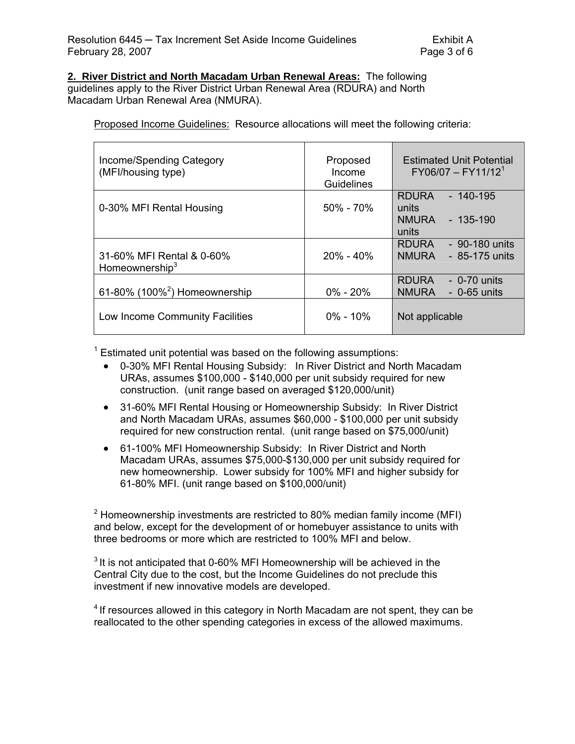**2. River District and North Macadam Urban Renewal Areas:** The following guidelines apply to the River District Urban Renewal Area (RDURA) and North Macadam Urban Renewal Area (NMURA).

Proposed Income Guidelines: Resource allocations will meet the following criteria:

| Income/Spending Category (MFI/housing type) | Proposed Income Guidelines | Estimated Unit Potential FY06/07 – FY11/12[1] |
|---|---|---|
| 0-30% MFI Rental Housing | 50% - 70% | RDURA - 140-195 units<br>NMURA - 135-190 units |
| 31-60% MFI Rental & 0-60% Homeownership[3] | 20% - 40% | RDURA - 90-180 units<br>NMURA - 85-175 units |
| 61-80% (100%[2]) Homeownership | 0% - 20% | RDURA - 0-70 units<br>NMURA - 0-65 units |
| Low Income Community Facilities | 0% - 10% | Not applicable |

[1] Estimated unit potential was based on the following assumptions:

- 0-30% MFI Rental Housing Subsidy: In River District and North Macadam URAs, assumes $100,000 - $140,000 per unit subsidy required for new construction. (unit range based on averaged $120,000/unit)
- 31-60% MFI Rental Housing or Homeownership Subsidy: In River District and North Macadam URAs, assumes $60,000 - $100,000 per unit subsidy required for new construction rental. (unit range based on $75,000/unit)
- 61-100% MFI Homeownership Subsidy: In River District and North Macadam URAs, assumes $75,000-$130,000 per unit subsidy required for new homeownership. Lower subsidy for 100% MFI and higher subsidy for 61-80% MFI. (unit range based on $100,000/unit)

[2] Homeownership investments are restricted to 80% median family income (MFI) and below, except for the development of or homebuyer assistance to units with three bedrooms or more which are restricted to 100% MFI and below.

[3] It is not anticipated that 0-60% MFI Homeownership will be achieved in the Central City due to the cost, but the Income Guidelines do not preclude this investment if new innovative models are developed.

[4] If resources allowed in this category in North Macadam are not spent, they can be reallocated to the other spending categories in excess of the allowed maximums.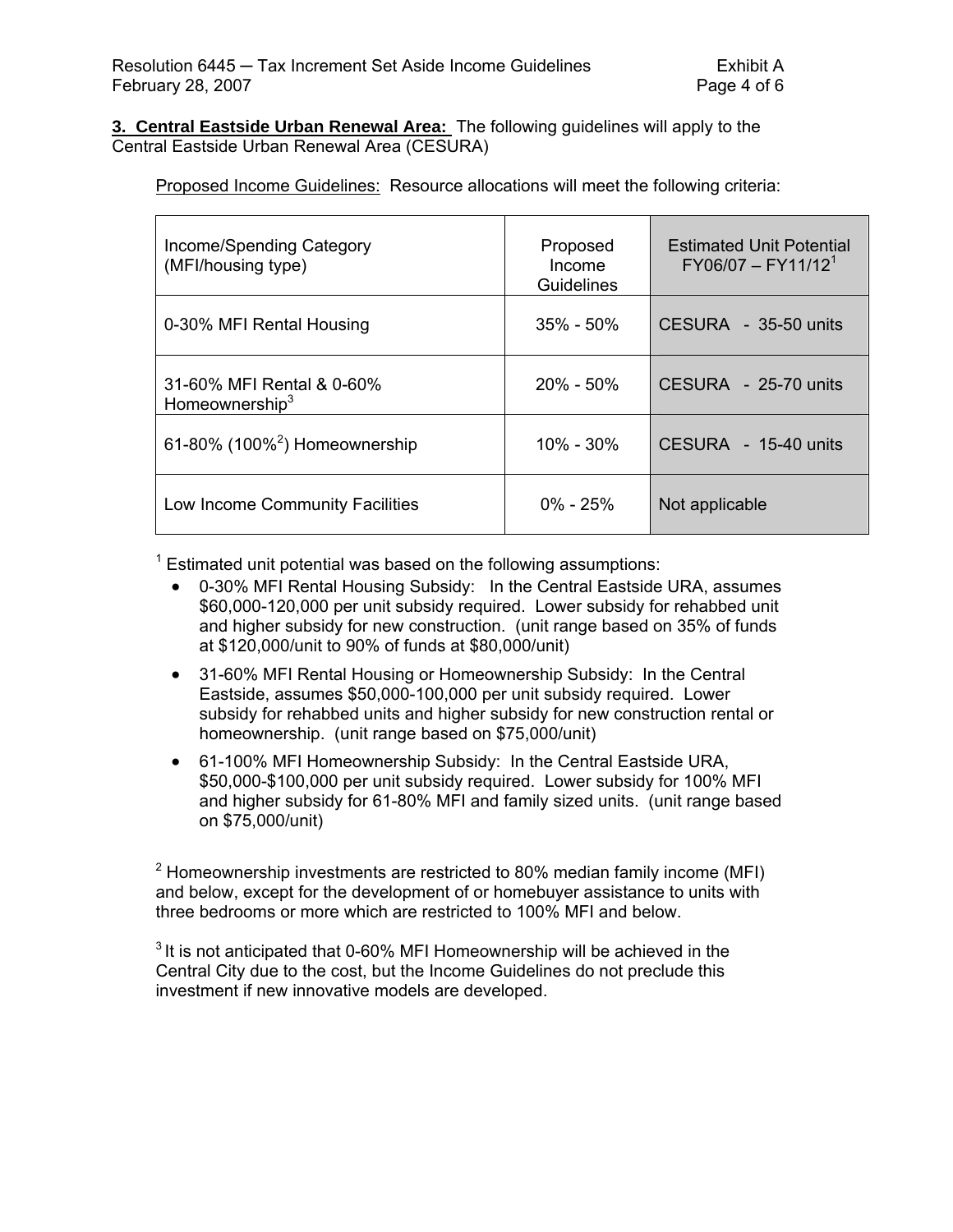**3. Central Eastside Urban Renewal Area:** The following guidelines will apply to the Central Eastside Urban Renewal Area (CESURA)

Proposed Income Guidelines: Resource allocations will meet the following criteria:

| Income/Spending Category (MFI/housing type) | Proposed Income Guidelines | Estimated Unit Potential FY06/07 – FY11/12[1] |
|---|---|---|
| 0-30% MFI Rental Housing | 35% - 50% | CESURA - 35-50 units |
| 31-60% MFI Rental & 0-60% Homeownership[3] | 20% - 50% | CESURA - 25-70 units |
| 61-80% (100%[2]) Homeownership | 10% - 30% | CESURA - 15-40 units |
| Low Income Community Facilities | 0% - 25% | Not applicable |

[1] Estimated unit potential was based on the following assumptions:

- 0-30% MFI Rental Housing Subsidy: In the Central Eastside URA, assumes \$60,000-120,000 per unit subsidy required. Lower subsidy for rehabbed unit and higher subsidy for new construction. (unit range based on 35% of funds at \$120,000/unit to 90% of funds at \$80,000/unit)
- 31-60% MFI Rental Housing or Homeownership Subsidy: In the Central Eastside, assumes \$50,000-100,000 per unit subsidy required. Lower subsidy for rehabbed units and higher subsidy for new construction rental or homeownership. (unit range based on \$75,000/unit)
- 61-100% MFI Homeownership Subsidy: In the Central Eastside URA, \$50,000-\$100,000 per unit subsidy required. Lower subsidy for 100% MFI and higher subsidy for 61-80% MFI and family sized units. (unit range based on \$75,000/unit)

[2] Homeownership investments are restricted to 80% median family income (MFI) and below, except for the development of or homebuyer assistance to units with three bedrooms or more which are restricted to 100% MFI and below.

[3] It is not anticipated that 0-60% MFI Homeownership will be achieved in the Central City due to the cost, but the Income Guidelines do not preclude this investment if new innovative models are developed.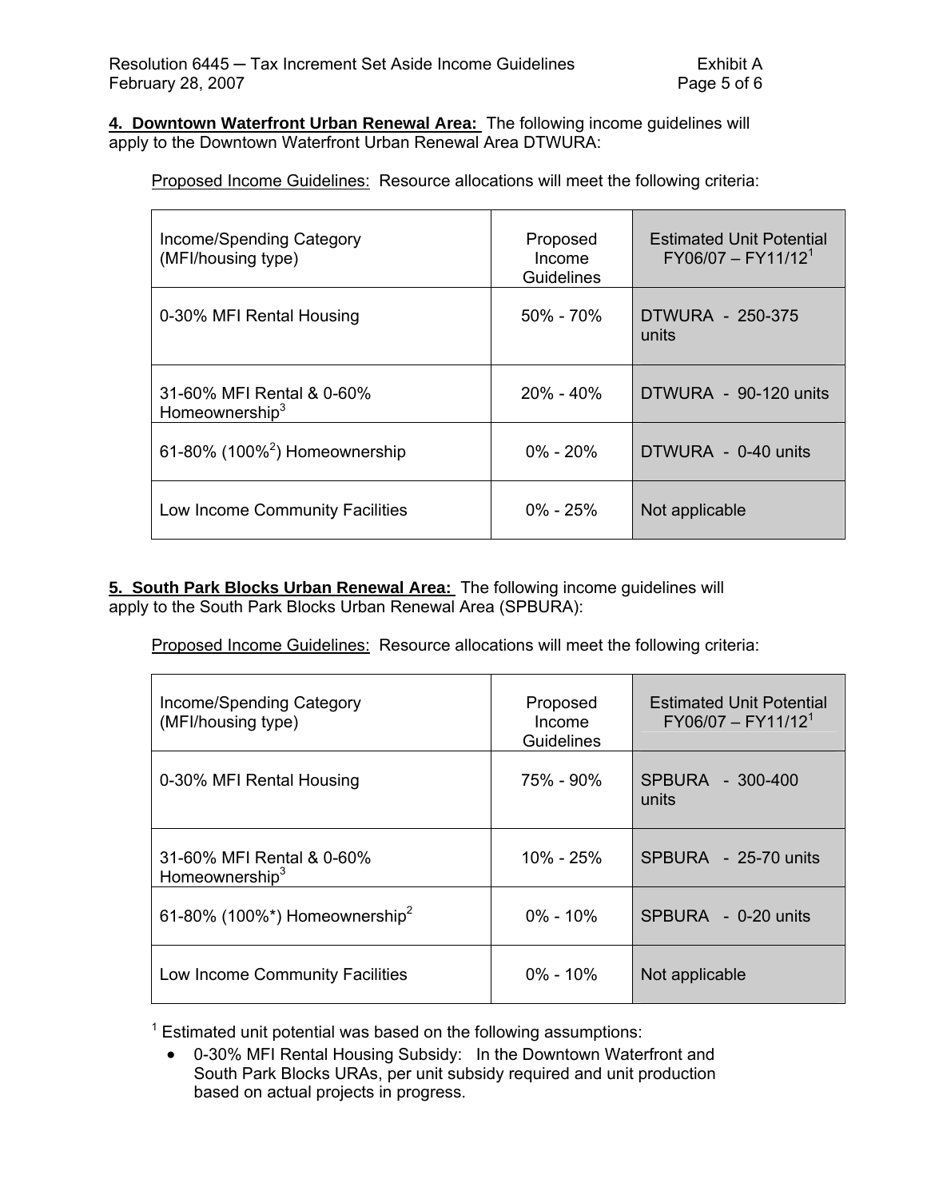**4. Downtown Waterfront Urban Renewal Area:** The following income guidelines will apply to the Downtown Waterfront Urban Renewal Area DTWURA:

Proposed Income Guidelines: Resource allocations will meet the following criteria:

| Income/Spending Category (MFI/housing type) | Proposed Income Guidelines | Estimated Unit Potential FY06/07 – FY11/12[1] |
|---|---|---|
| 0-30% MFI Rental Housing | 50% - 70% | DTWURA - 250-375 units |
| 31-60% MFI Rental & 0-60% Homeownership[3] | 20% - 40% | DTWURA - 90-120 units |
| 61-80% (100%[2]) Homeownership | 0% - 20% | DTWURA - 0-40 units |
| Low Income Community Facilities | 0% - 25% | Not applicable |

**5. South Park Blocks Urban Renewal Area:** The following income guidelines will apply to the South Park Blocks Urban Renewal Area (SPBURA):

Proposed Income Guidelines: Resource allocations will meet the following criteria:

| Income/Spending Category (MFI/housing type) | Proposed Income Guidelines | Estimated Unit Potential FY06/07 – FY11/12[1] |
|---|---|---|
| 0-30% MFI Rental Housing | 75% - 90% | SPBURA - 300-400 units |
| 31-60% MFI Rental & 0-60% Homeownership[3] | 10% - 25% | SPBURA - 25-70 units |
| 61-80% (100%*) Homeownership[2] | 0% - 10% | SPBURA - 0-20 units |
| Low Income Community Facilities | 0% - 10% | Not applicable |

[1] Estimated unit potential was based on the following assumptions:

- 0-30% MFI Rental Housing Subsidy: In the Downtown Waterfront and South Park Blocks URAs, per unit subsidy required and unit production based on actual projects in progress.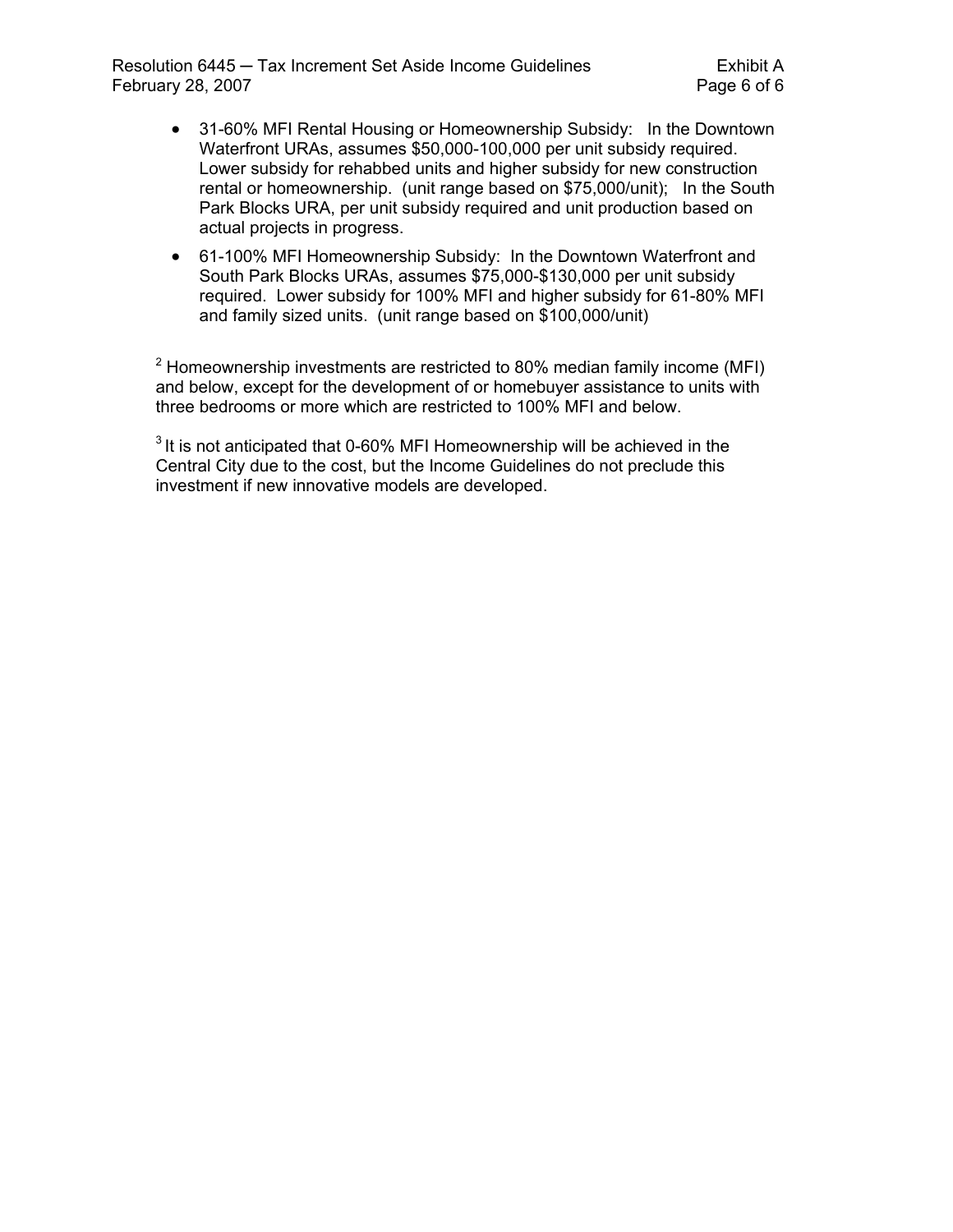- 31-60% MFI Rental Housing or Homeownership Subsidy: In the Downtown Waterfront URAs, assumes $50,000-100,000 per unit subsidy required. Lower subsidy for rehabbed units and higher subsidy for new construction rental or homeownership. (unit range based on $75,000/unit); In the South Park Blocks URA, per unit subsidy required and unit production based on actual projects in progress.
- 61-100% MFI Homeownership Subsidy: In the Downtown Waterfront and South Park Blocks URAs, assumes $75,000-$130,000 per unit subsidy required. Lower subsidy for 100% MFI and higher subsidy for 61-80% MFI and family sized units. (unit range based on $100,000/unit)

[2] Homeownership investments are restricted to 80% median family income (MFI) and below, except for the development of or homebuyer assistance to units with three bedrooms or more which are restricted to 100% MFI and below.

[3] It is not anticipated that 0-60% MFI Homeownership will be achieved in the Central City due to the cost, but the Income Guidelines do not preclude this investment if new innovative models are developed.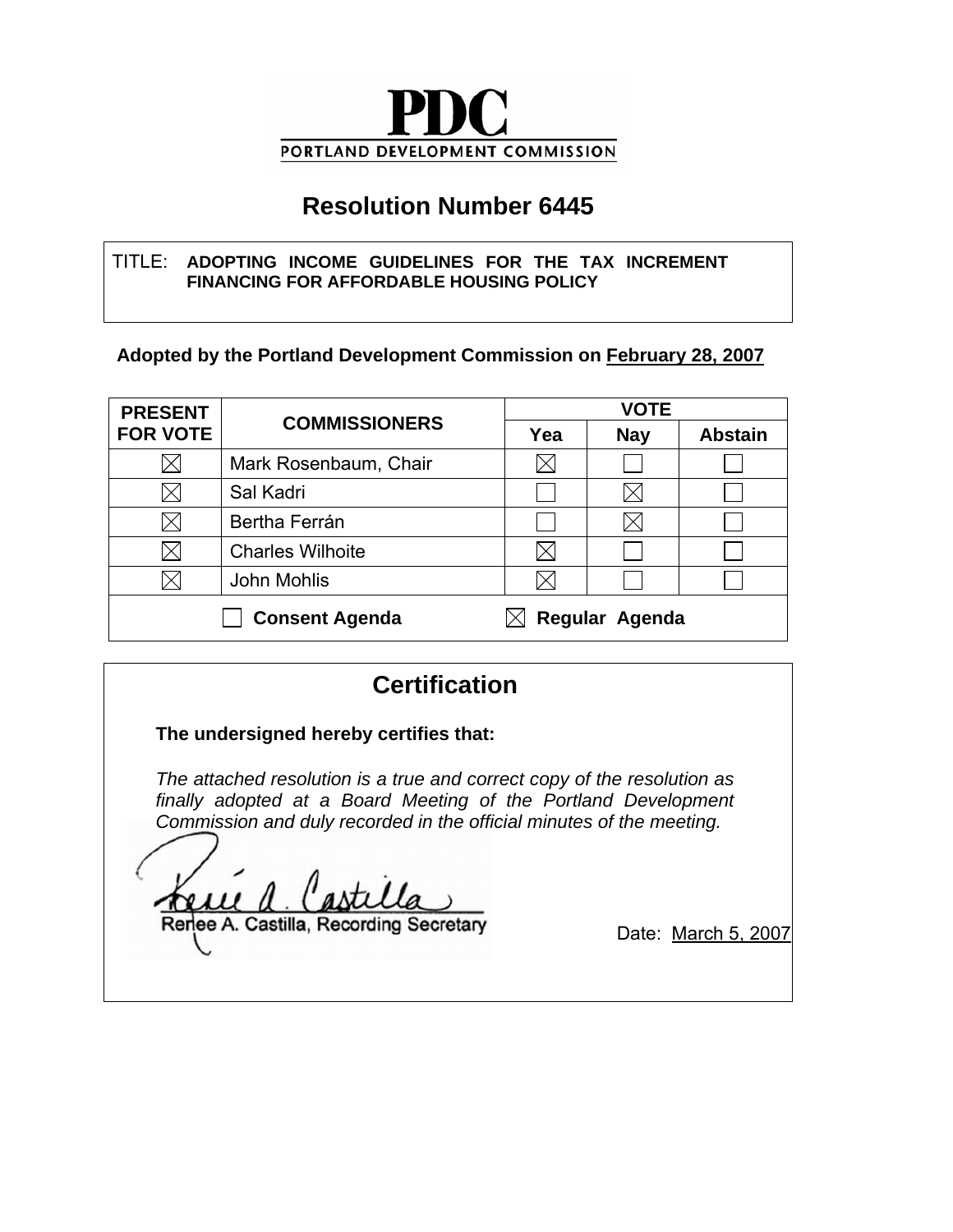PDC
PORTLAND DEVELOPMENT COMMISSION

# Resolution Number 6445

TITLE: **ADOPTING INCOME GUIDELINES FOR THE TAX INCREMENT FINANCING FOR AFFORDABLE HOUSING POLICY**

**Adopted by the Portland Development Commission on February 28, 2007**

| PRESENT FOR VOTE | COMMISSIONERS | VOTE | | |
|---|---|---|---|---|
| | | Yea | Nay | Abstain |
| ☒ | Mark Rosenbaum, Chair | ☒ | ☐ | ☐ |
| ☒ | Sal Kadri | ☐ | ☒ | ☐ |
| ☒ | Bertha Ferrán | ☐ | ☒ | ☐ |
| ☒ | Charles Wilhoite | ☒ | ☐ | ☐ |
| ☒ | John Mohlis | ☒ | ☐ | ☐ |
| ☐ Consent Agenda | | ☒ Regular Agenda | | |

## Certification

**The undersigned hereby certifies that:**

*The attached resolution is a true and correct copy of the resolution as finally adopted at a Board Meeting of the Portland Development Commission and duly recorded in the official minutes of the meeting.*

Renee A. Castilla, Recording Secretary

Date: March 5, 2007